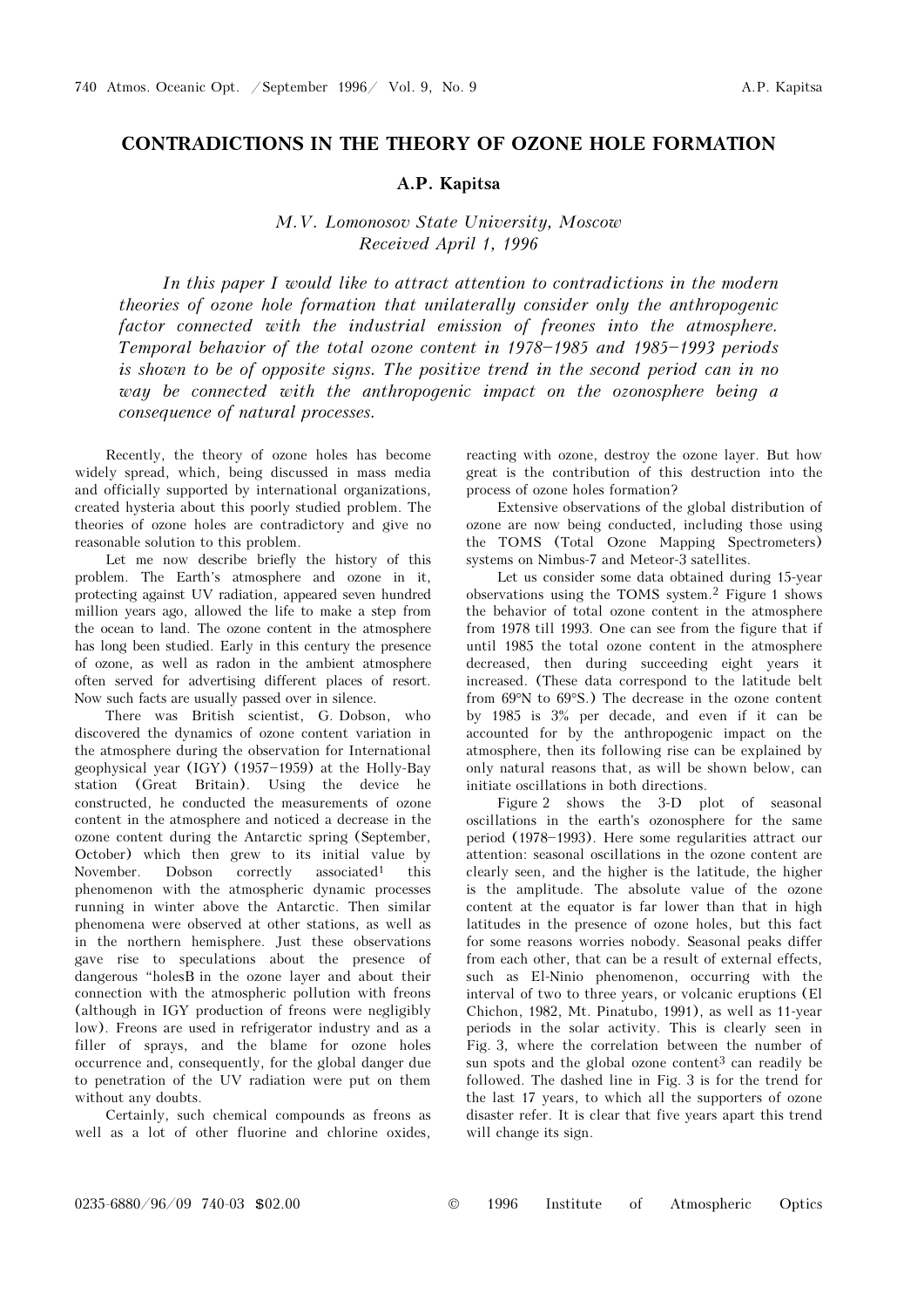# CONTRADICTIONS IN THE THEORY OF OZONE HOLE FORMATION

**A.P. Kapitsa**

*M.V. Lomonosov State University, Moscow*
*Received April 1, 1996*

*In this paper I would like to attract attention to contradictions in the modern theories of ozone hole formation that unilaterally consider only the anthropogenic factor connected with the industrial emission of freones into the atmosphere. Temporal behavior of the total ozone content in 1978–1985 and 1985–1993 periods is shown to be of opposite signs. The positive trend in the second period can in no way be connected with the anthropogenic impact on the ozonosphere being a consequence of natural processes.*

Recently, the theory of ozone holes has become widely spread, which, being discussed in mass media and officially supported by international organizations, created hysteria about this poorly studied problem. The theories of ozone holes are contradictory and give no reasonable solution to this problem.

Let me now describe briefly the history of this problem. The Earth's atmosphere and ozone in it, protecting against UV radiation, appeared seven hundred million years ago, allowed the life to make a step from the ocean to land. The ozone content in the atmosphere has long been studied. Early in this century the presence of ozone, as well as radon in the ambient atmosphere often served for advertising different places of resort. Now such facts are usually passed over in silence.

There was British scientist, G. Dobson, who discovered the dynamics of ozone content variation in the atmosphere during the observation for International geophysical year (IGY) (1957–1959) at the Holly-Bay station (Great Britain). Using the device he constructed, he conducted the measurements of ozone content in the atmosphere and noticed a decrease in the ozone content during the Antarctic spring (September, October) which then grew to its initial value by November. Dobson correctly associated[1] this phenomenon with the atmospheric dynamic processes running in winter above the Antarctic. Then similar phenomena were observed at other stations, as well as in the northern hemisphere. Just these observations gave rise to speculations about the presence of dangerous "holesB in the ozone layer and about their connection with the atmospheric pollution with freons (although in IGY production of freons were negligibly low). Freons are used in refrigerator industry and as a filler of sprays, and the blame for ozone holes occurrence and, consequently, for the global danger due to penetration of the UV radiation were put on them without any doubts.

Certainly, such chemical compounds as freons as well as a lot of other fluorine and chlorine oxides, reacting with ozone, destroy the ozone layer. But how great is the contribution of this destruction into the process of ozone holes formation?

Extensive observations of the global distribution of ozone are now being conducted, including those using the TOMS (Total Ozone Mapping Spectrometers) systems on Nimbus-7 and Meteor-3 satellites.

Let us consider some data obtained during 15-year observations using the TOMS system.[2] Figure 1 shows the behavior of total ozone content in the atmosphere from 1978 till 1993. One can see from the figure that if until 1985 the total ozone content in the atmosphere decreased, then during succeeding eight years it increased. (These data correspond to the latitude belt from 69°N to 69°S.) The decrease in the ozone content by 1985 is 3% per decade, and even if it can be accounted for by the anthropogenic impact on the atmosphere, then its following rise can be explained by only natural reasons that, as will be shown below, can initiate oscillations in both directions.

Figure 2 shows the 3-D plot of seasonal oscillations in the earth's ozonosphere for the same period (1978–1993). Here some regularities attract our attention: seasonal oscillations in the ozone content are clearly seen, and the higher is the latitude, the higher is the amplitude. The absolute value of the ozone content at the equator is far lower than that in high latitudes in the presence of ozone holes, but this fact for some reasons worries nobody. Seasonal peaks differ from each other, that can be a result of external effects, such as El-Ninio phenomenon, occurring with the interval of two to three years, or volcanic eruptions (El Chichon, 1982, Mt. Pinatubo, 1991), as well as 11-year periods in the solar activity. This is clearly seen in Fig. 3, where the correlation between the number of sun spots and the global ozone content[3] can readily be followed. The dashed line in Fig. 3 is for the trend for the last 17 years, to which all the supporters of ozone disaster refer. It is clear that five years apart this trend will change its sign.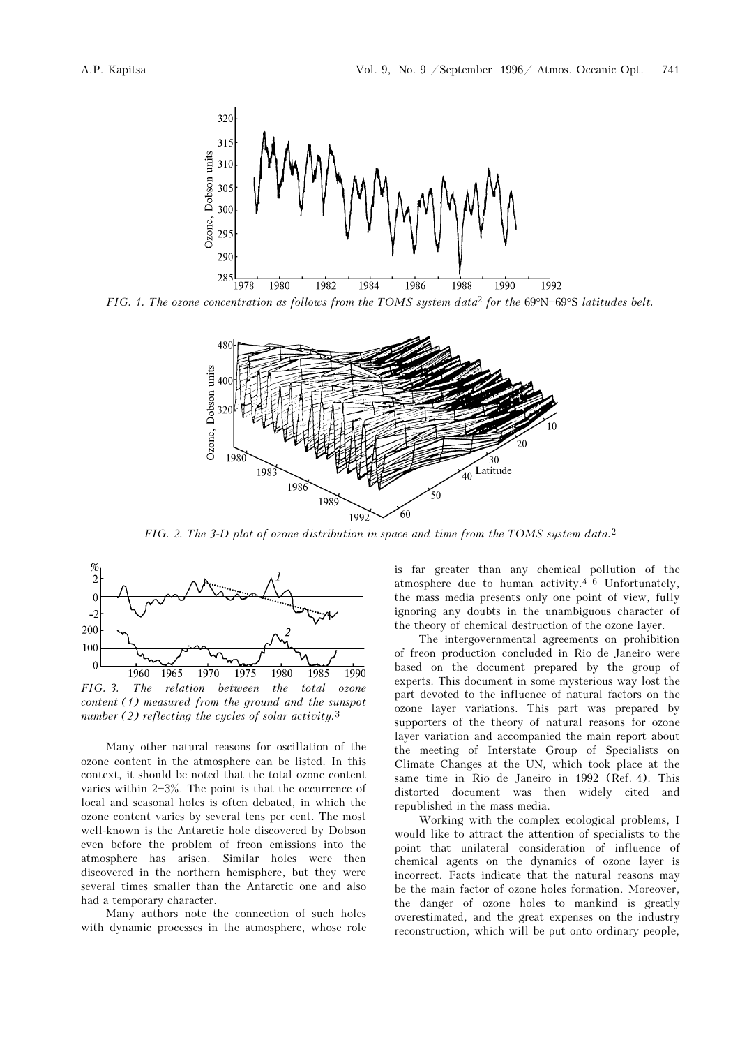FIG. 1. *The ozone concentration as follows from the TOMS system data*[2] *for the* 69°N–69°S *latitudes belt.*

FIG. 2. *The 3-D plot of ozone distribution in space and time from the TOMS system data.*[2]

FIG. 3. *The relation between the total ozone content (1) measured from the ground and the sunspot number (2) reflecting the cycles of solar activity.*[3]

Many other natural reasons for oscillation of the ozone content in the atmosphere can be listed. In this context, it should be noted that the total ozone content varies within 2–3%. The point is that the occurrence of local and seasonal holes is often debated, in which the ozone content varies by several tens per cent. The most well-known is the Antarctic hole discovered by Dobson even before the problem of freon emissions into the atmosphere has arisen. Similar holes were then discovered in the northern hemisphere, but they were several times smaller than the Antarctic one and also had a temporary character.

Many authors note the connection of such holes with dynamic processes in the atmosphere, whose role is far greater than any chemical pollution of the atmosphere due to human activity.[4–6] Unfortunately, the mass media presents only one point of view, fully ignoring any doubts in the unambiguous character of the theory of chemical destruction of the ozone layer.

The intergovernmental agreements on prohibition of freon production concluded in Rio de Janeiro were based on the document prepared by the group of experts. This document in some mysterious way lost the part devoted to the influence of natural factors on the ozone layer variations. This part was prepared by supporters of the theory of natural reasons for ozone layer variation and accompanied the main report about the meeting of Interstate Group of Specialists on Climate Changes at the UN, which took place at the same time in Rio de Janeiro in 1992 (Ref. 4). This distorted document was then widely cited and republished in the mass media.

Working with the complex ecological problems, I would like to attract the attention of specialists to the point that unilateral consideration of influence of chemical agents on the dynamics of ozone layer is incorrect. Facts indicate that the natural reasons may be the main factor of ozone holes formation. Moreover, the danger of ozone holes to mankind is greatly overestimated, and the great expenses on the industry reconstruction, which will be put onto ordinary people,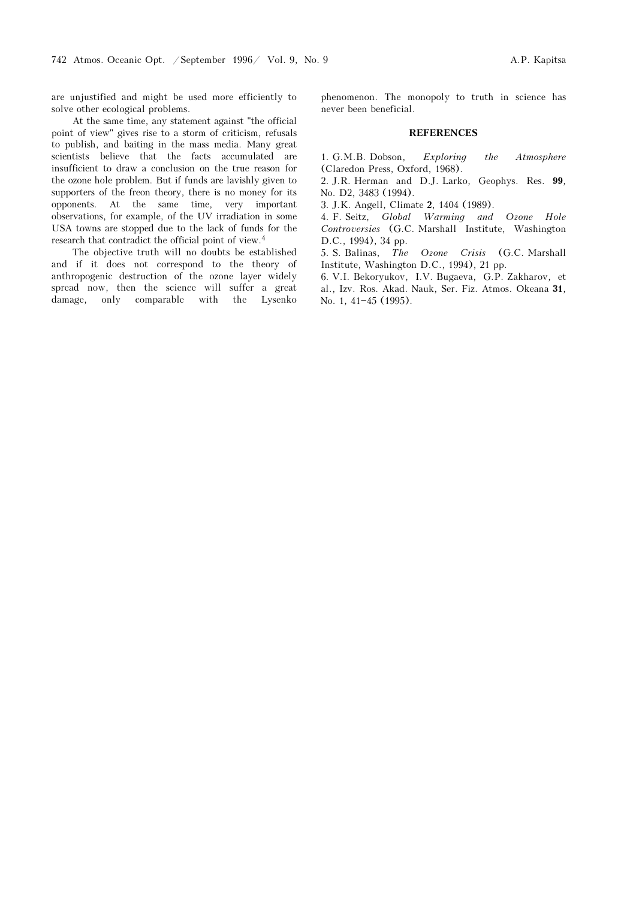are unjustified and might be used more efficiently to solve other ecological problems.

At the same time, any statement against "the official point of view" gives rise to a storm of criticism, refusals to publish, and baiting in the mass media. Many great scientists believe that the facts accumulated are insufficient to draw a conclusion on the true reason for the ozone hole problem. But if funds are lavishly given to supporters of the freon theory, there is no money for its opponents. At the same time, very important observations, for example, of the UV irradiation in some USA towns are stopped due to the lack of funds for the research that contradict the official point of view.[4]

The objective truth will no doubts be established and if it does not correspond to the theory of anthropogenic destruction of the ozone layer widely spread now, then the science will suffer a great damage, only comparable with the Lysenko phenomenon. The monopoly to truth in science has never been beneficial.

## REFERENCES

1. G.M.B. Dobson, *Exploring the Atmosphere* (Claredon Press, Oxford, 1968).
2. J.R. Herman and D.J. Larko, Geophys. Res. **99**, No. D2, 3483 (1994).
3. J.K. Angell, Climate **2**, 1404 (1989).
4. F. Seitz, *Global Warming and Ozone Hole Controversies* (G.C. Marshall Institute, Washington D.C., 1994), 34 pp.
5. S. Balinas, *The Ozone Crisis* (G.C. Marshall Institute, Washington D.C., 1994), 21 pp.
6. V.I. Bekoryukov, I.V. Bugaeva, G.P. Zakharov, et al., Izv. Ros. Akad. Nauk, Ser. Fiz. Atmos. Okeana **31**, No. 1, 41–45 (1995).